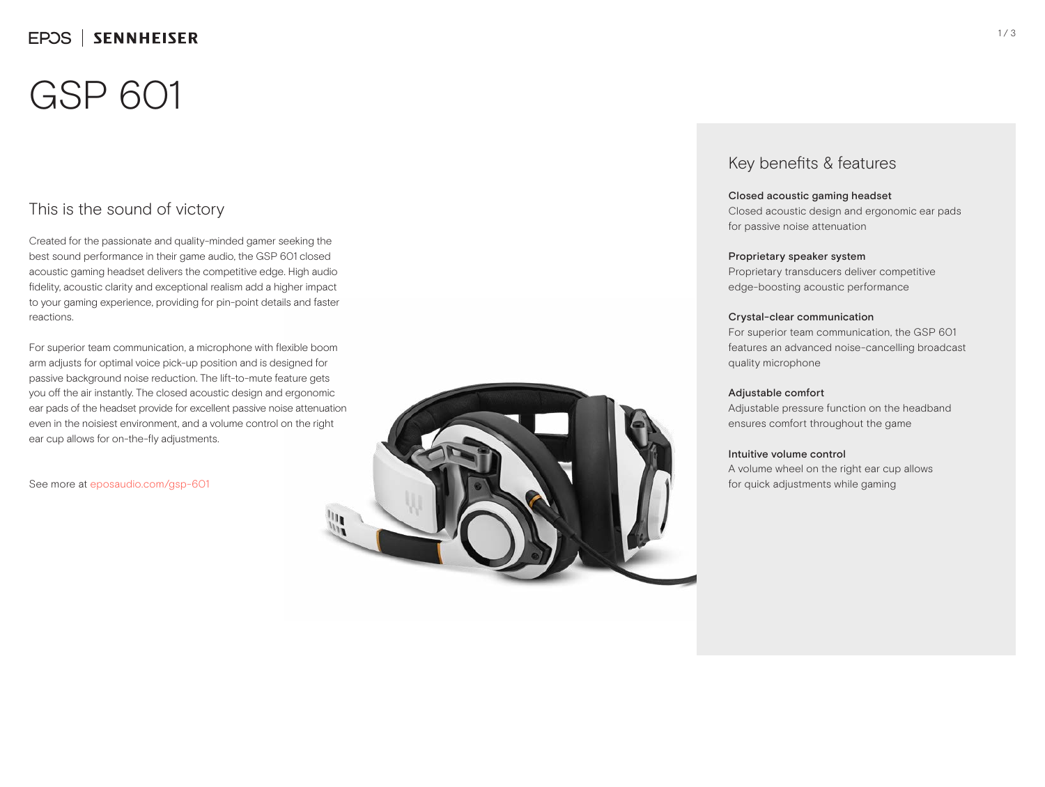EPOS | SENNHEISER

# GSP 601

## This is the sound of victory

Created for the passionate and quality-minded gamer seeking the best sound performance in their game audio, the GSP 601 closed acoustic gaming headset delivers the competitive edge. High audio fidelity, acoustic clarity and exceptional realism add a higher impact to your gaming experience, providing for pin-point details and faster reactions.

For superior team communication, a microphone with flexible boom arm adjusts for optimal voice pick-up position and is designed for passive background noise reduction. The lift-to-mute feature gets you off the air instantly. The closed acoustic design and ergonomic ear pads of the headset provide for excellent passive noise attenuation even in the noisiest environment, and a volume control on the right ear cup allows for on-the-fly adjustments.

See more at eposaudio.com/gsp-601

## Key benefits & features

**Closed acoustic gaming headset**
Closed acoustic design and ergonomic ear pads for passive noise attenuation

**Proprietary speaker system**
Proprietary transducers deliver competitive edge-boosting acoustic performance

**Crystal-clear communication**
For superior team communication, the GSP 601 features an advanced noise-cancelling broadcast quality microphone

**Adjustable comfort**
Adjustable pressure function on the headband ensures comfort throughout the game

**Intuitive volume control**
A volume wheel on the right ear cup allows for quick adjustments while gaming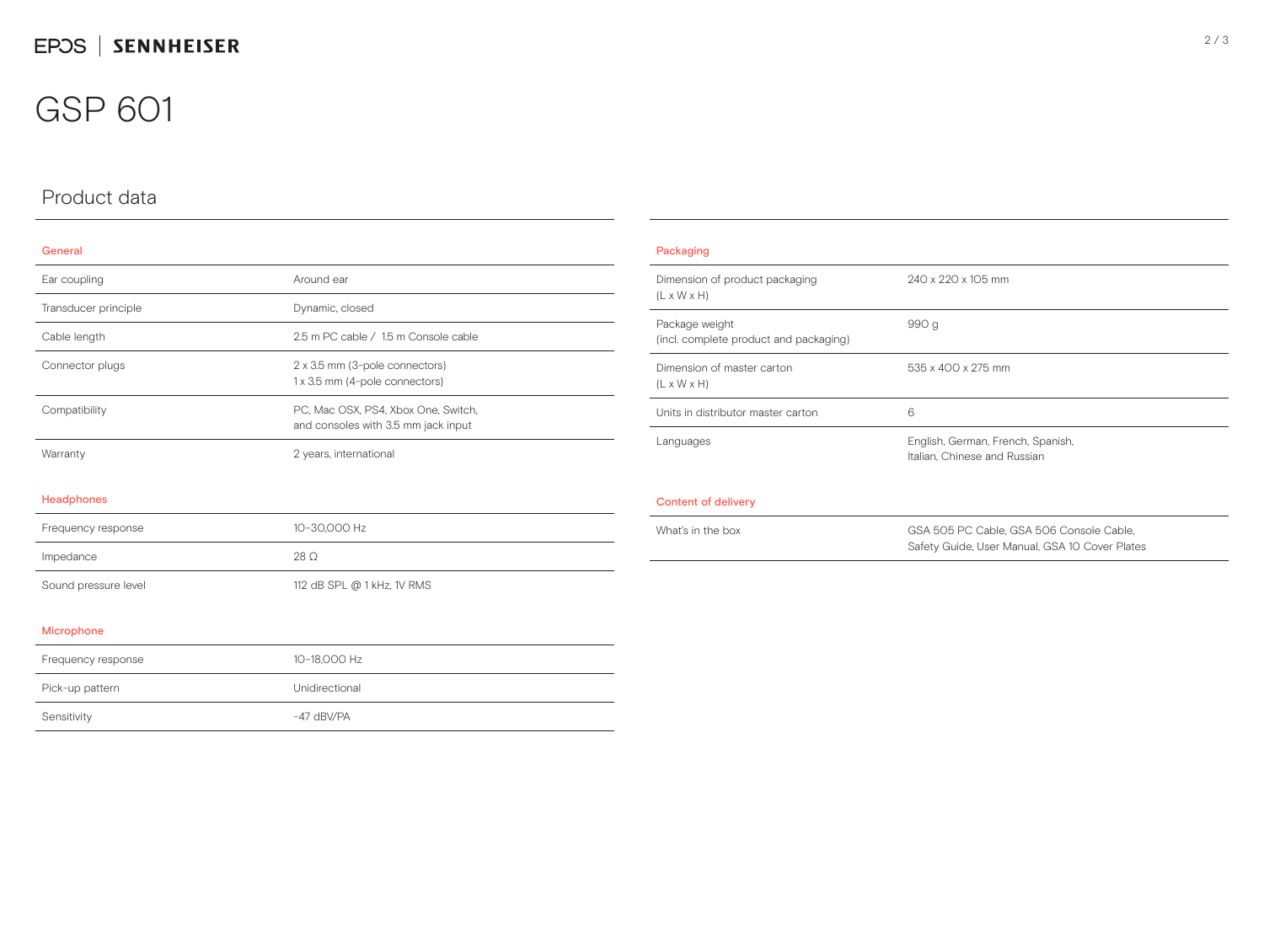# GSP 601

## Product data

### General

| | |
|---|---|
| Ear coupling | Around ear |
| Transducer principle | Dynamic, closed |
| Cable length | 2.5 m PC cable / 1.5 m Console cable |
| Connector plugs | 2 x 3.5 mm (3-pole connectors)<br>1 x 3.5 mm (4-pole connectors) |
| Compatibility | PC, Mac OSX, PS4, Xbox One, Switch, and consoles with 3.5 mm jack input |
| Warranty | 2 years, international |

### Headphones

| | |
|---|---|
| Frequency response | 10–30,000 Hz |
| Impedance | 28 Ω |
| Sound pressure level | 112 dB SPL @ 1 kHz, 1V RMS |

### Microphone

| | |
|---|---|
| Frequency response | 10–18,000 Hz |
| Pick-up pattern | Unidirectional |
| Sensitivity | -47 dBV/PA |

### Packaging

| | |
|---|---|
| Dimension of product packaging (L x W x H) | 240 x 220 x 105 mm |
| Package weight (incl. complete product and packaging) | 990 g |
| Dimension of master carton (L x W x H) | 535 x 400 x 275 mm |
| Units in distributor master carton | 6 |
| Languages | English, German, French, Spanish, Italian, Chinese and Russian |

### Content of delivery

| | |
|---|---|
| What's in the box | GSA 505 PC Cable, GSA 506 Console Cable, Safety Guide, User Manual, GSA 10 Cover Plates |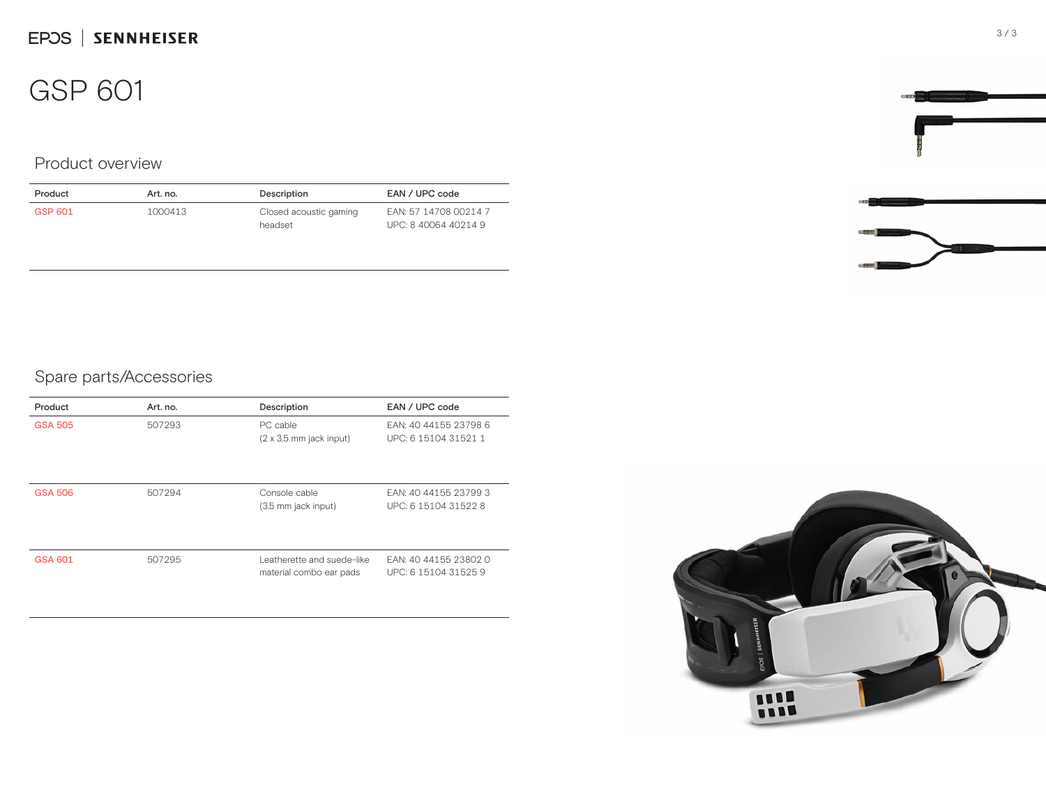# GSP 601

## Product overview

| Product | Art. no. | Description | EAN / UPC code |
| --- | --- | --- | --- |
| GSP 601 | 1000413 | Closed acoustic gaming headset | EAN: 57 14708 00214 7<br>UPC: 8 40064 40214 9 |

## Spare parts/Accessories

| Product | Art. no. | Description | EAN / UPC code |
| --- | --- | --- | --- |
| GSA 505 | 507293 | PC cable<br>(2 x 3.5 mm jack input) | EAN: 40 44155 23798 6<br>UPC: 6 15104 31521 1 |
| GSA 506 | 507294 | Console cable<br>(3.5 mm jack input) | EAN: 40 44155 23799 3<br>UPC: 6 15104 31522 8 |
| GSA 601 | 507295 | Leatherette and suede-like material combo ear pads | EAN: 40 44155 23802 0<br>UPC: 6 15104 31525 9 |